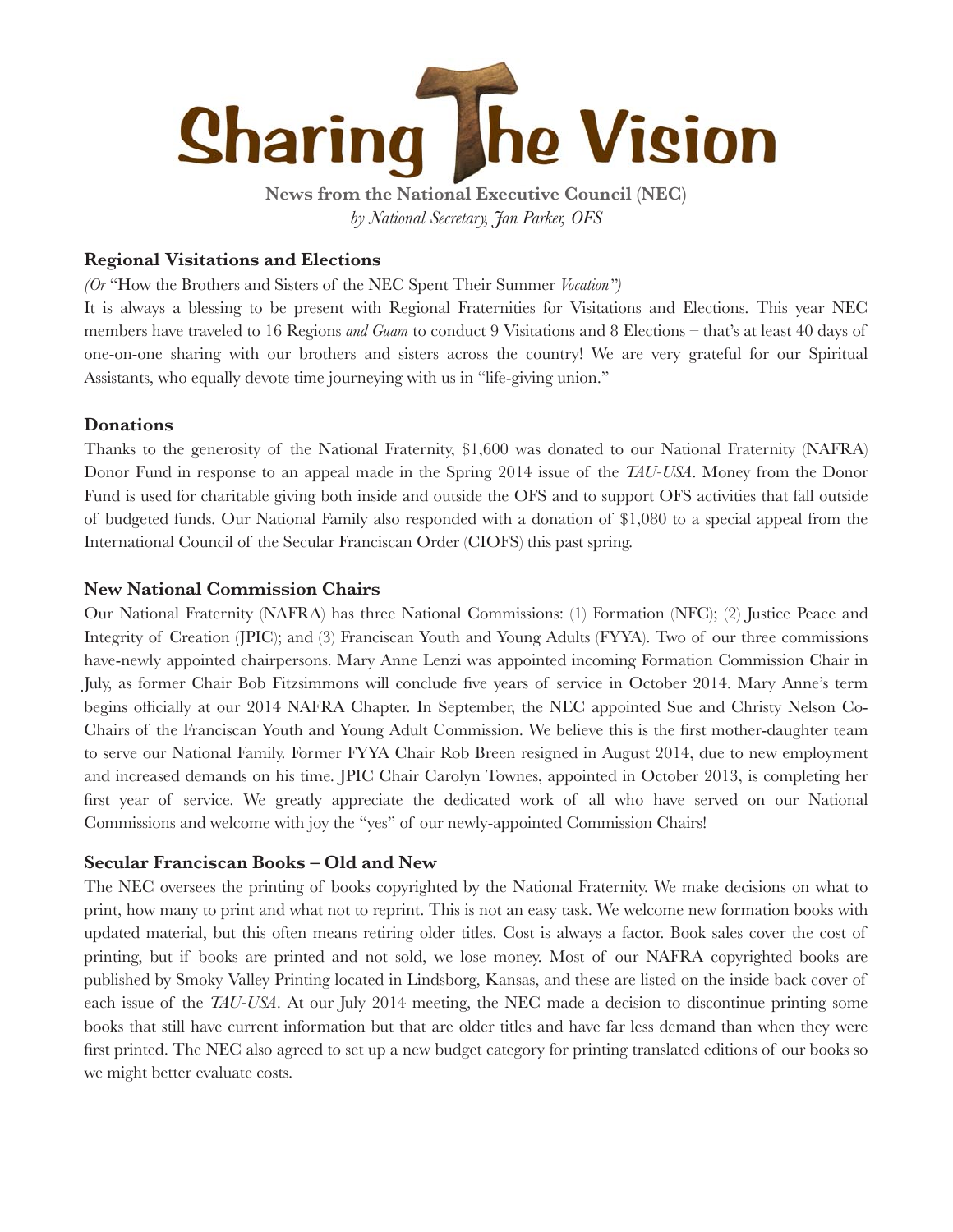# Sharing The Vision

**News from the National Executive Council (NEC)**
*by National Secretary, Jan Parker, OFS*

### Regional Visitations and Elections

*(Or* "How the Brothers and Sisters of the NEC Spent Their Summer *Vocation")*

It is always a blessing to be present with Regional Fraternities for Visitations and Elections. This year NEC members have traveled to 16 Regions *and Guam* to conduct 9 Visitations and 8 Elections – that's at least 40 days of one-on-one sharing with our brothers and sisters across the country! We are very grateful for our Spiritual Assistants, who equally devote time journeying with us in "life-giving union."

### Donations

Thanks to the generosity of the National Fraternity, $1,600 was donated to our National Fraternity (NAFRA) Donor Fund in response to an appeal made in the Spring 2014 issue of the *TAU-USA*. Money from the Donor Fund is used for charitable giving both inside and outside the OFS and to support OFS activities that fall outside of budgeted funds. Our National Family also responded with a donation of $1,080 to a special appeal from the International Council of the Secular Franciscan Order (CIOFS) this past spring.

### New National Commission Chairs

Our National Fraternity (NAFRA) has three National Commissions: (1) Formation (NFC); (2) Justice Peace and Integrity of Creation (JPIC); and (3) Franciscan Youth and Young Adults (FYYA). Two of our three commissions have-newly appointed chairpersons. Mary Anne Lenzi was appointed incoming Formation Commission Chair in July, as former Chair Bob Fitzsimmons will conclude five years of service in October 2014. Mary Anne's term begins officially at our 2014 NAFRA Chapter. In September, the NEC appointed Sue and Christy Nelson Co-Chairs of the Franciscan Youth and Young Adult Commission. We believe this is the first mother-daughter team to serve our National Family. Former FYYA Chair Rob Breen resigned in August 2014, due to new employment and increased demands on his time. JPIC Chair Carolyn Townes, appointed in October 2013, is completing her first year of service. We greatly appreciate the dedicated work of all who have served on our National Commissions and welcome with joy the "yes" of our newly-appointed Commission Chairs!

### Secular Franciscan Books – Old and New

The NEC oversees the printing of books copyrighted by the National Fraternity. We make decisions on what to print, how many to print and what not to reprint. This is not an easy task. We welcome new formation books with updated material, but this often means retiring older titles. Cost is always a factor. Book sales cover the cost of printing, but if books are printed and not sold, we lose money. Most of our NAFRA copyrighted books are published by Smoky Valley Printing located in Lindsborg, Kansas, and these are listed on the inside back cover of each issue of the *TAU-USA*. At our July 2014 meeting, the NEC made a decision to discontinue printing some books that still have current information but that are older titles and have far less demand than when they were first printed. The NEC also agreed to set up a new budget category for printing translated editions of our books so we might better evaluate costs.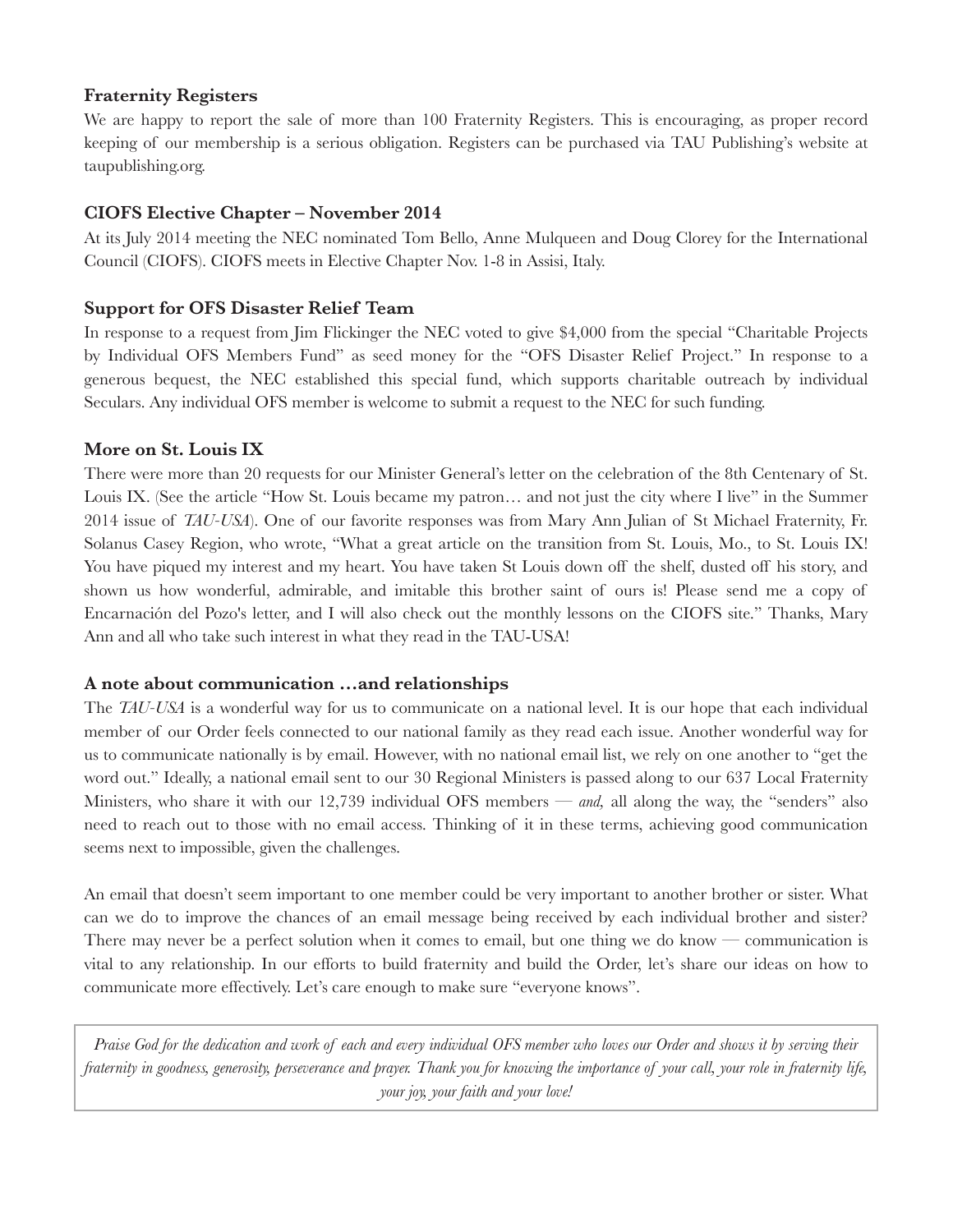**Fraternity Registers**

We are happy to report the sale of more than 100 Fraternity Registers. This is encouraging, as proper record keeping of our membership is a serious obligation. Registers can be purchased via TAU Publishing's website at taupublishing.org.

**CIOFS Elective Chapter – November 2014**

At its July 2014 meeting the NEC nominated Tom Bello, Anne Mulqueen and Doug Clorey for the International Council (CIOFS). CIOFS meets in Elective Chapter Nov. 1-8 in Assisi, Italy.

**Support for OFS Disaster Relief Team**

In response to a request from Jim Flickinger the NEC voted to give $4,000 from the special "Charitable Projects by Individual OFS Members Fund" as seed money for the "OFS Disaster Relief Project." In response to a generous bequest, the NEC established this special fund, which supports charitable outreach by individual Seculars. Any individual OFS member is welcome to submit a request to the NEC for such funding.

**More on St. Louis IX**

There were more than 20 requests for our Minister General's letter on the celebration of the 8th Centenary of St. Louis IX. (See the article "How St. Louis became my patron… and not just the city where I live" in the Summer 2014 issue of *TAU-USA*). One of our favorite responses was from Mary Ann Julian of St Michael Fraternity, Fr. Solanus Casey Region, who wrote, "What a great article on the transition from St. Louis, Mo., to St. Louis IX! You have piqued my interest and my heart. You have taken St Louis down off the shelf, dusted off his story, and shown us how wonderful, admirable, and imitable this brother saint of ours is! Please send me a copy of Encarnación del Pozo's letter, and I will also check out the monthly lessons on the CIOFS site." Thanks, Mary Ann and all who take such interest in what they read in the TAU-USA!

**A note about communication …and relationships**

The *TAU-USA* is a wonderful way for us to communicate on a national level. It is our hope that each individual member of our Order feels connected to our national family as they read each issue. Another wonderful way for us to communicate nationally is by email. However, with no national email list, we rely on one another to "get the word out." Ideally, a national email sent to our 30 Regional Ministers is passed along to our 637 Local Fraternity Ministers, who share it with our 12,739 individual OFS members — *and,* all along the way, the "senders" also need to reach out to those with no email access. Thinking of it in these terms, achieving good communication seems next to impossible, given the challenges.

An email that doesn't seem important to one member could be very important to another brother or sister. What can we do to improve the chances of an email message being received by each individual brother and sister? There may never be a perfect solution when it comes to email, but one thing we do know — communication is vital to any relationship. In our efforts to build fraternity and build the Order, let's share our ideas on how to communicate more effectively. Let's care enough to make sure "everyone knows".

*Praise God for the dedication and work of each and every individual OFS member who loves our Order and shows it by serving their fraternity in goodness, generosity, perseverance and prayer. Thank you for knowing the importance of your call, your role in fraternity life, your joy, your faith and your love!*